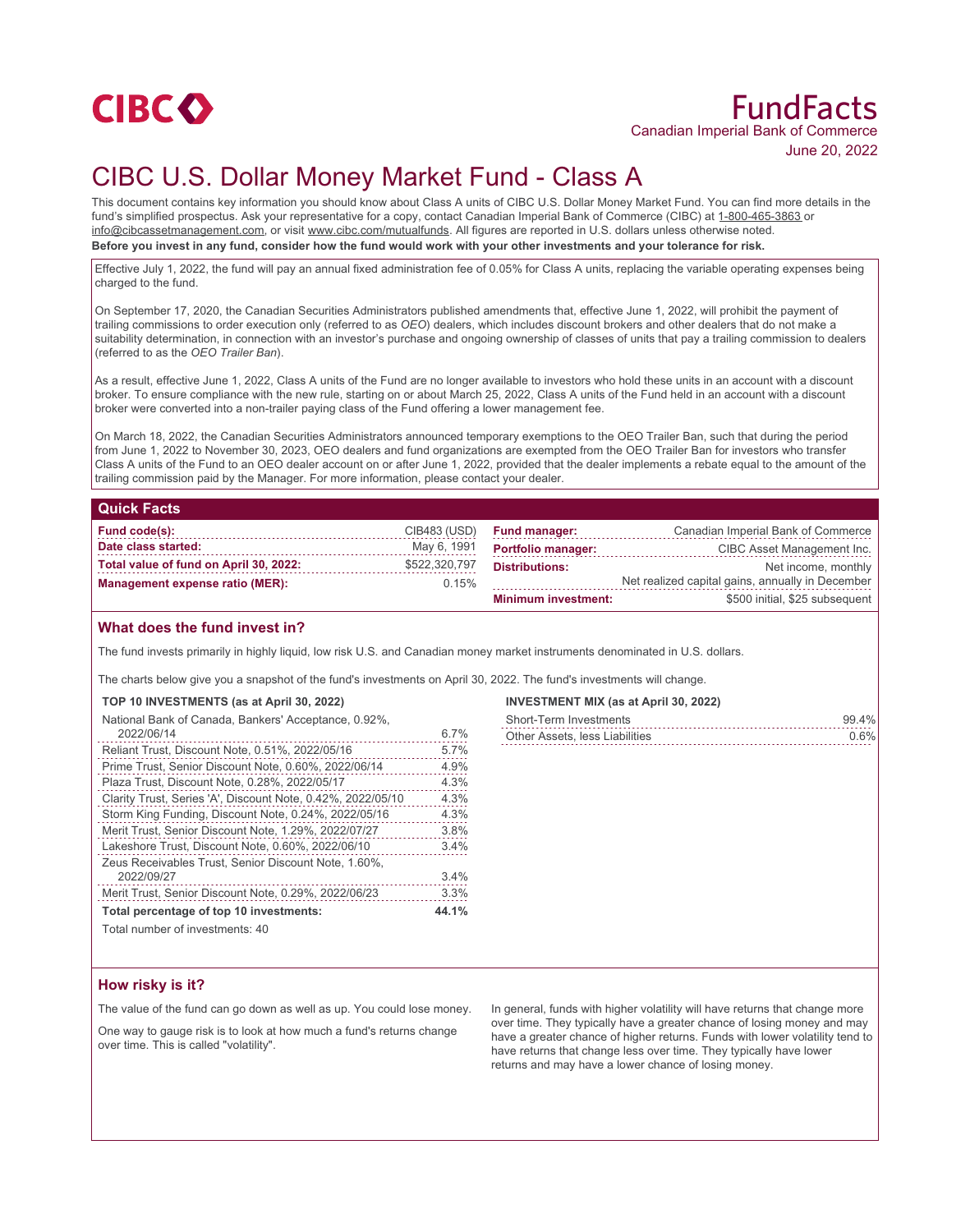CIBC

# FundFacts

Canadian Imperial Bank of Commerce

June 20, 2022

# CIBC U.S. Dollar Money Market Fund - Class A

This document contains key information you should know about Class A units of CIBC U.S. Dollar Money Market Fund. You can find more details in the fund's simplified prospectus. Ask your representative for a copy, contact Canadian Imperial Bank of Commerce (CIBC) at 1-800-465-3863 or info@cibcassetmanagement.com, or visit www.cibc.com/mutualfunds. All figures are reported in U.S. dollars unless otherwise noted.

**Before you invest in any fund, consider how the fund would work with your other investments and your tolerance for risk.**

Effective July 1, 2022, the fund will pay an annual fixed administration fee of 0.05% for Class A units, replacing the variable operating expenses being charged to the fund.

On September 17, 2020, the Canadian Securities Administrators published amendments that, effective June 1, 2022, will prohibit the payment of trailing commissions to order execution only (referred to as *OEO*) dealers, which includes discount brokers and other dealers that do not make a suitability determination, in connection with an investor's purchase and ongoing ownership of classes of units that pay a trailing commission to dealers (referred to as the *OEO Trailer Ban*).

As a result, effective June 1, 2022, Class A units of the Fund are no longer available to investors who hold these units in an account with a discount broker. To ensure compliance with the new rule, starting on or about March 25, 2022, Class A units of the Fund held in an account with a discount broker were converted into a non-trailer paying class of the Fund offering a lower management fee.

On March 18, 2022, the Canadian Securities Administrators announced temporary exemptions to the OEO Trailer Ban, such that during the period from June 1, 2022 to November 30, 2023, OEO dealers and fund organizations are exempted from the OEO Trailer Ban for investors who transfer Class A units of the Fund to an OEO dealer account on or after June 1, 2022, provided that the dealer implements a rebate equal to the amount of the trailing commission paid by the Manager. For more information, please contact your dealer.

## Quick Facts

| | |
|---|---|
| **Fund code(s):** | CIB483 (USD) |
| **Date class started:** | May 6, 1991 |
| **Total value of fund on April 30, 2022:** | $522,320,797 |
| **Management expense ratio (MER):** | 0.15% |
| **Fund manager:** | Canadian Imperial Bank of Commerce |
| **Portfolio manager:** | CIBC Asset Management Inc. |
| **Distributions:** | Net income, monthly<br>Net realized capital gains, annually in December |
| **Minimum investment:** | $500 initial, $25 subsequent |

## What does the fund invest in?

The fund invests primarily in highly liquid, low risk U.S. and Canadian money market instruments denominated in U.S. dollars.

The charts below give you a snapshot of the fund's investments on April 30, 2022. The fund's investments will change.

**TOP 10 INVESTMENTS (as at April 30, 2022)**

| Investment | % |
|---|---|
| National Bank of Canada, Bankers' Acceptance, 0.92%, 2022/06/14 | 6.7% |
| Reliant Trust, Discount Note, 0.51%, 2022/05/16 | 5.7% |
| Prime Trust, Senior Discount Note, 0.60%, 2022/06/14 | 4.9% |
| Plaza Trust, Discount Note, 0.28%, 2022/05/17 | 4.3% |
| Clarity Trust, Series 'A', Discount Note, 0.42%, 2022/05/10 | 4.3% |
| Storm King Funding, Discount Note, 0.24%, 2022/05/16 | 4.3% |
| Merit Trust, Senior Discount Note, 1.29%, 2022/07/27 | 3.8% |
| Lakeshore Trust, Discount Note, 0.60%, 2022/06/10 | 3.4% |
| Zeus Receivables Trust, Senior Discount Note, 1.60%, 2022/09/27 | 3.4% |
| Merit Trust, Senior Discount Note, 0.29%, 2022/06/23 | 3.3% |
| **Total percentage of top 10 investments:** | **44.1%** |

Total number of investments: 40

**INVESTMENT MIX (as at April 30, 2022)**

| | |
|---|---|
| Short-Term Investments | 99.4% |
| Other Assets, less Liabilities | 0.6% |

## How risky is it?

The value of the fund can go down as well as up. You could lose money.

One way to gauge risk is to look at how much a fund's returns change over time. This is called "volatility".

In general, funds with higher volatility will have returns that change more over time. They typically have a greater chance of losing money and may have a greater chance of higher returns. Funds with lower volatility tend to have returns that change less over time. They typically have lower returns and may have a lower chance of losing money.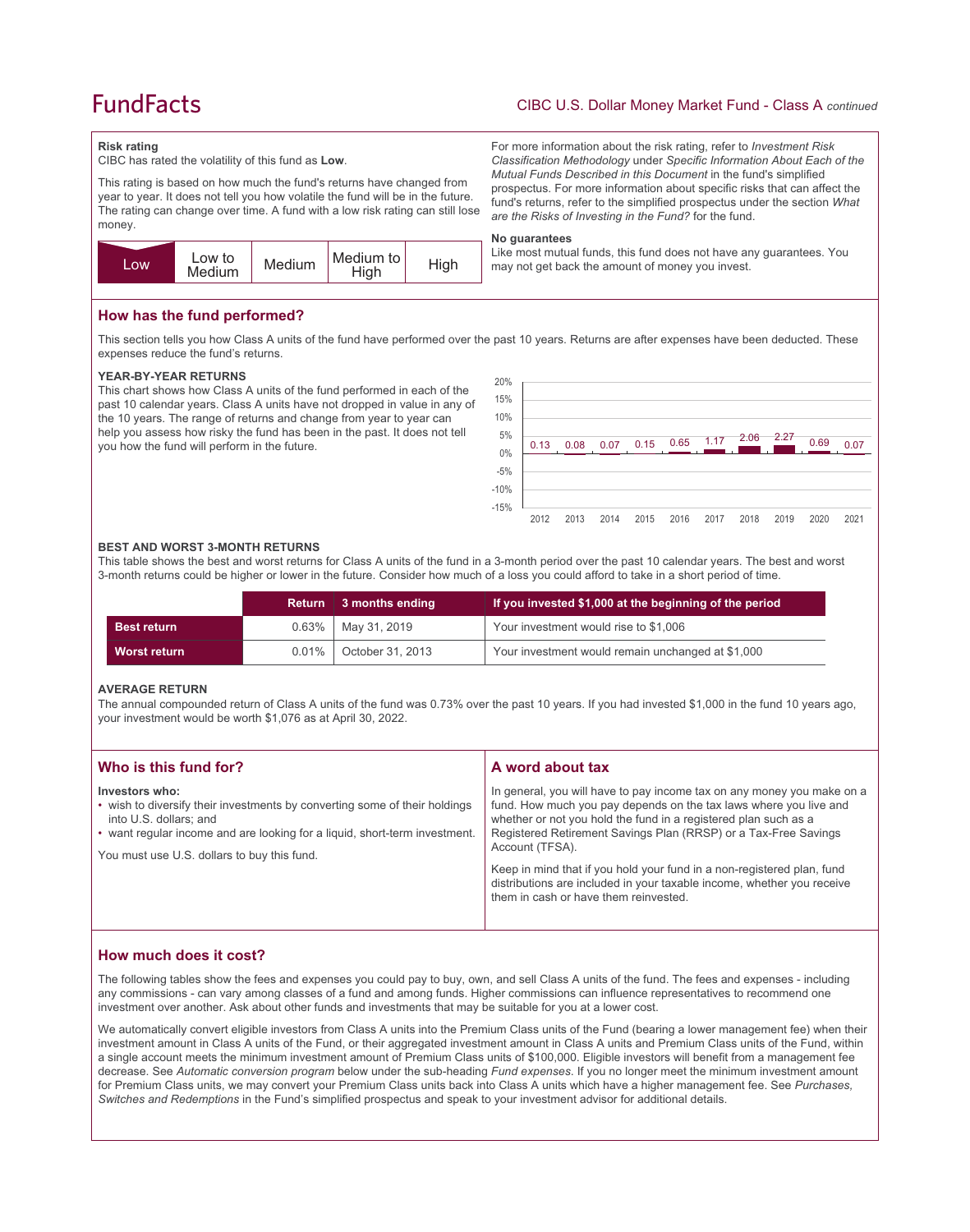### Risk rating

CIBC has rated the volatility of this fund as **Low**.

This rating is based on how much the fund's returns have changed from year to year. It does not tell you how volatile the fund will be in the future. The rating can change over time. A fund with a low risk rating can still lose money.

| Low | Low to Medium | Medium | Medium to High | High |
|---|---|---|---|---|

For more information about the risk rating, refer to *Investment Risk Classification Methodology* under *Specific Information About Each of the Mutual Funds Described in this Document* in the fund's simplified prospectus. For more information about specific risks that can affect the fund's returns, refer to the simplified prospectus under the section *What are the Risks of Investing in the Fund?* for the fund.

### No guarantees

Like most mutual funds, this fund does not have any guarantees. You may not get back the amount of money you invest.

## How has the fund performed?

This section tells you how Class A units of the fund have performed over the past 10 years. Returns are after expenses have been deducted. These expenses reduce the fund's returns.

### YEAR-BY-YEAR RETURNS

This chart shows how Class A units of the fund performed in each of the past 10 calendar years. Class A units have not dropped in value in any of the 10 years. The range of returns and change from year to year can help you assess how risky the fund has been in the past. It does not tell you how the fund will perform in the future.

| Year | 2012 | 2013 | 2014 | 2015 | 2016 | 2017 | 2018 | 2019 | 2020 | 2021 |
|---|---|---|---|---|---|---|---|---|---|---|
| Return (%) | 0.13 | 0.08 | 0.07 | 0.15 | 0.65 | 1.17 | 2.06 | 2.27 | 0.69 | 0.07 |

### BEST AND WORST 3-MONTH RETURNS

This table shows the best and worst returns for Class A units of the fund in a 3-month period over the past 10 calendar years. The best and worst 3-month returns could be higher or lower in the future. Consider how much of a loss you could afford to take in a short period of time.

| | Return | 3 months ending | If you invested $1,000 at the beginning of the period |
|---|---|---|---|
| **Best return** | 0.63% | May 31, 2019 | Your investment would rise to $1,006 |
| **Worst return** | 0.01% | October 31, 2013 | Your investment would remain unchanged at $1,000 |

### AVERAGE RETURN

The annual compounded return of Class A units of the fund was 0.73% over the past 10 years. If you had invested $1,000 in the fund 10 years ago, your investment would be worth $1,076 as at April 30, 2022.

## Who is this fund for?

**Investors who:**

- wish to diversify their investments by converting some of their holdings into U.S. dollars; and
- want regular income and are looking for a liquid, short-term investment.

You must use U.S. dollars to buy this fund.

## A word about tax

In general, you will have to pay income tax on any money you make on a fund. How much you pay depends on the tax laws where you live and whether or not you hold the fund in a registered plan such as a Registered Retirement Savings Plan (RRSP) or a Tax-Free Savings Account (TFSA).

Keep in mind that if you hold your fund in a non-registered plan, fund distributions are included in your taxable income, whether you receive them in cash or have them reinvested.

## How much does it cost?

The following tables show the fees and expenses you could pay to buy, own, and sell Class A units of the fund. The fees and expenses - including any commissions - can vary among classes of a fund and among funds. Higher commissions can influence representatives to recommend one investment over another. Ask about other funds and investments that may be suitable for you at a lower cost.

We automatically convert eligible investors from Class A units into the Premium Class units of the Fund (bearing a lower management fee) when their investment amount in Class A units of the Fund, or their aggregated investment amount in Class A units and Premium Class units of the Fund, within a single account meets the minimum investment amount of Premium Class units of $100,000. Eligible investors will benefit from a management fee decrease. See *Automatic conversion program* below under the sub-heading *Fund expenses*. If you no longer meet the minimum investment amount for Premium Class units, we may convert your Premium Class units back into Class A units which have a higher management fee. See *Purchases, Switches and Redemptions* in the Fund's simplified prospectus and speak to your investment advisor for additional details.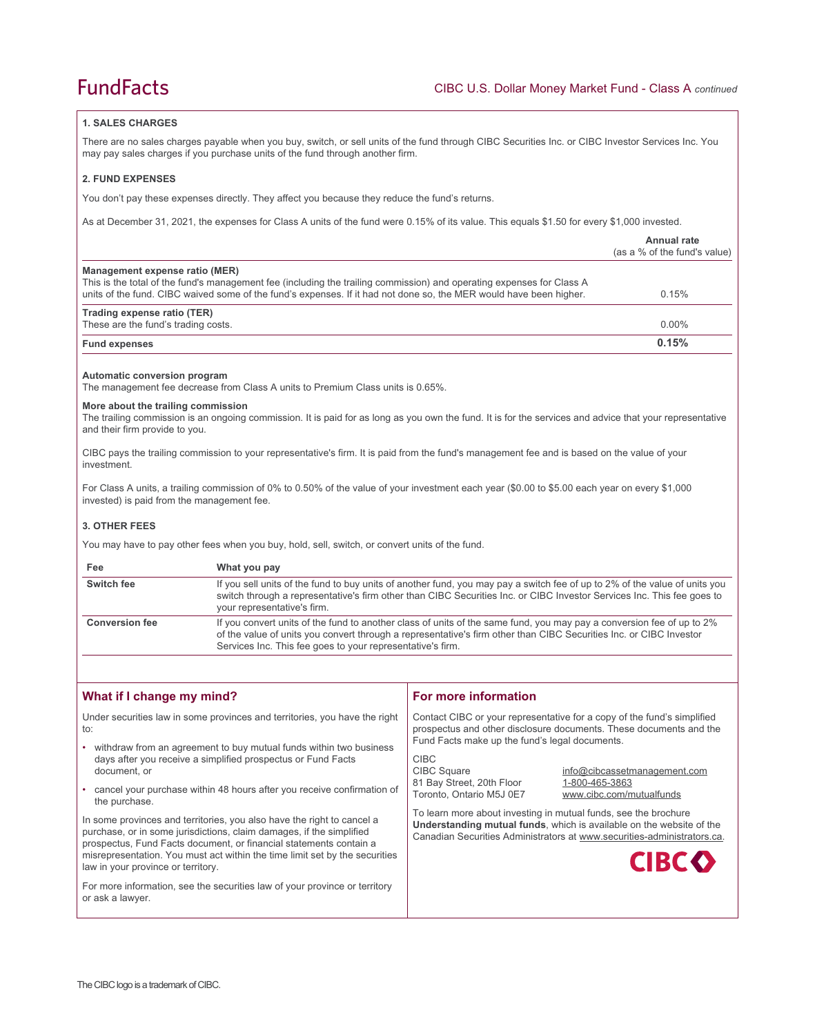## 1. SALES CHARGES

There are no sales charges payable when you buy, switch, or sell units of the fund through CIBC Securities Inc. or CIBC Investor Services Inc. You may pay sales charges if you purchase units of the fund through another firm.

## 2. FUND EXPENSES

You don't pay these expenses directly. They affect you because they reduce the fund's returns.

As at December 31, 2021, the expenses for Class A units of the fund were 0.15% of its value. This equals $1.50 for every $1,000 invested.

| | **Annual rate** (as a % of the fund's value) |
|---|---|
| **Management expense ratio (MER)** This is the total of the fund's management fee (including the trailing commission) and operating expenses for Class A units of the fund. CIBC waived some of the fund's expenses. If it had not done so, the MER would have been higher. | 0.15% |
| **Trading expense ratio (TER)** These are the fund's trading costs. | 0.00% |
| **Fund expenses** | **0.15%** |

**Automatic conversion program**
The management fee decrease from Class A units to Premium Class units is 0.65%.

**More about the trailing commission**
The trailing commission is an ongoing commission. It is paid for as long as you own the fund. It is for the services and advice that your representative and their firm provide to you.

CIBC pays the trailing commission to your representative's firm. It is paid from the fund's management fee and is based on the value of your investment.

For Class A units, a trailing commission of 0% to 0.50% of the value of your investment each year ($0.00 to $5.00 each year on every $1,000 invested) is paid from the management fee.

## 3. OTHER FEES

You may have to pay other fees when you buy, hold, sell, switch, or convert units of the fund.

| Fee | What you pay |
|---|---|
| **Switch fee** | If you sell units of the fund to buy units of another fund, you may pay a switch fee of up to 2% of the value of units you switch through a representative's firm other than CIBC Securities Inc. or CIBC Investor Services Inc. This fee goes to your representative's firm. |
| **Conversion fee** | If you convert units of the fund to another class of units of the same fund, you may pay a conversion fee of up to 2% of the value of units you convert through a representative's firm other than CIBC Securities Inc. or CIBC Investor Services Inc. This fee goes to your representative's firm. |

## What if I change my mind?

Under securities law in some provinces and territories, you have the right to:

- withdraw from an agreement to buy mutual funds within two business days after you receive a simplified prospectus or Fund Facts document, or
- cancel your purchase within 48 hours after you receive confirmation of the purchase.

In some provinces and territories, you also have the right to cancel a purchase, or in some jurisdictions, claim damages, if the simplified prospectus, Fund Facts document, or financial statements contain a misrepresentation. You must act within the time limit set by the securities law in your province or territory.

For more information, see the securities law of your province or territory or ask a lawyer.

## For more information

Contact CIBC or your representative for a copy of the fund's simplified prospectus and other disclosure documents. These documents and the Fund Facts make up the fund's legal documents.

CIBC
CIBC Square
81 Bay Street, 20th Floor
Toronto, Ontario M5J 0E7

info@cibcassetmanagement.com
1-800-465-3863
www.cibc.com/mutualfunds

To learn more about investing in mutual funds, see the brochure **Understanding mutual funds**, which is available on the website of the Canadian Securities Administrators at www.securities-administrators.ca.

CIBC

The CIBC logo is a trademark of CIBC.